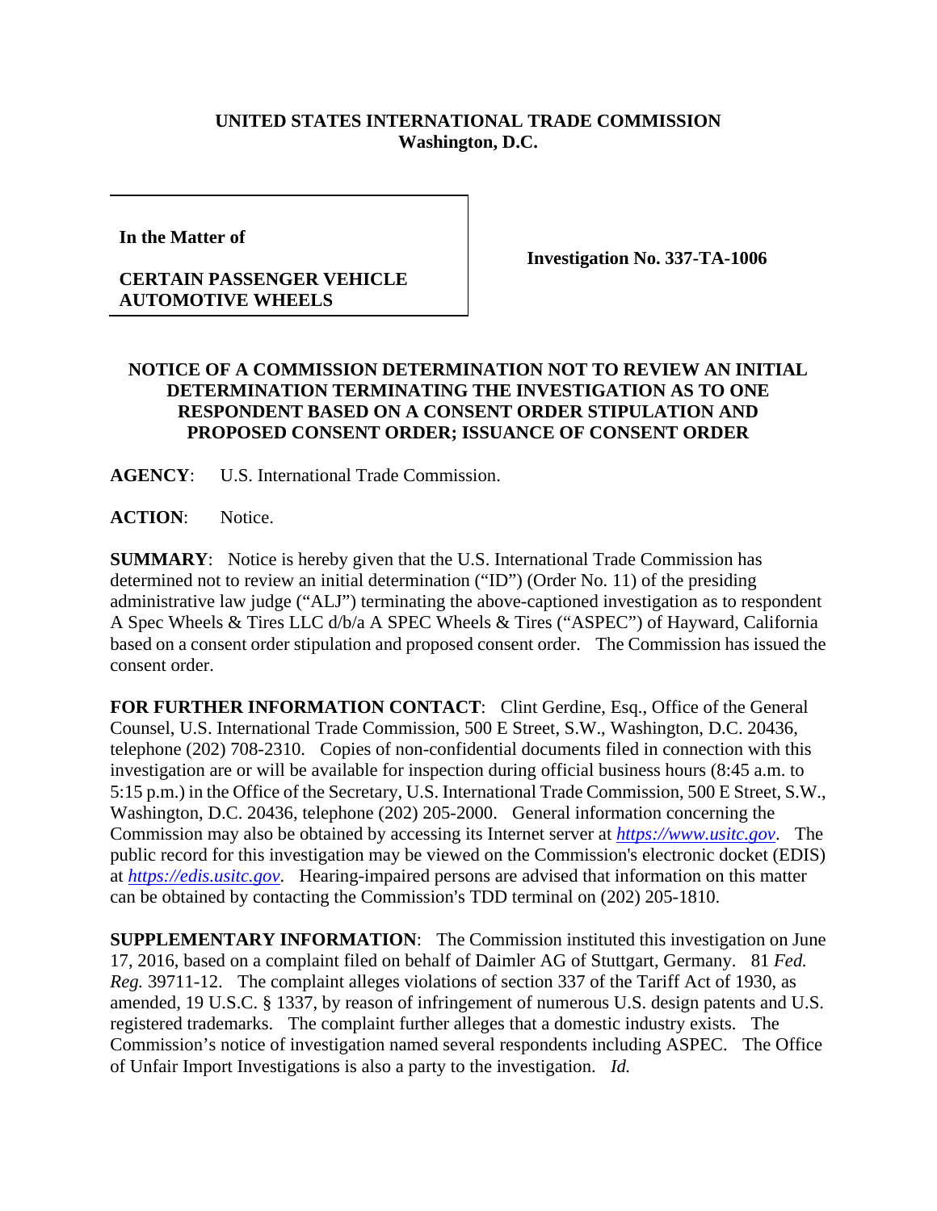**UNITED STATES INTERNATIONAL TRADE COMMISSION**
**Washington, D.C.**

| | |
|---|---|
| **In the Matter of**<br><br>**CERTAIN PASSENGER VEHICLE AUTOMOTIVE WHEELS** | **Investigation No. 337-TA-1006** |

**NOTICE OF A COMMISSION DETERMINATION NOT TO REVIEW AN INITIAL DETERMINATION TERMINATING THE INVESTIGATION AS TO ONE RESPONDENT BASED ON A CONSENT ORDER STIPULATION AND PROPOSED CONSENT ORDER; ISSUANCE OF CONSENT ORDER**

**AGENCY**: U.S. International Trade Commission.

**ACTION**: Notice.

**SUMMARY**: Notice is hereby given that the U.S. International Trade Commission has determined not to review an initial determination ("ID") (Order No. 11) of the presiding administrative law judge ("ALJ") terminating the above-captioned investigation as to respondent A Spec Wheels & Tires LLC d/b/a A SPEC Wheels & Tires ("ASPEC") of Hayward, California based on a consent order stipulation and proposed consent order. The Commission has issued the consent order.

**FOR FURTHER INFORMATION CONTACT**: Clint Gerdine, Esq., Office of the General Counsel, U.S. International Trade Commission, 500 E Street, S.W., Washington, D.C. 20436, telephone (202) 708-2310. Copies of non-confidential documents filed in connection with this investigation are or will be available for inspection during official business hours (8:45 a.m. to 5:15 p.m.) in the Office of the Secretary, U.S. International Trade Commission, 500 E Street, S.W., Washington, D.C. 20436, telephone (202) 205-2000. General information concerning the Commission may also be obtained by accessing its Internet server at *https://www.usitc.gov*. The public record for this investigation may be viewed on the Commission's electronic docket (EDIS) at *https://edis.usitc.gov*. Hearing-impaired persons are advised that information on this matter can be obtained by contacting the Commission's TDD terminal on (202) 205-1810.

**SUPPLEMENTARY INFORMATION**: The Commission instituted this investigation on June 17, 2016, based on a complaint filed on behalf of Daimler AG of Stuttgart, Germany. 81 *Fed. Reg.* 39711-12. The complaint alleges violations of section 337 of the Tariff Act of 1930, as amended, 19 U.S.C. § 1337, by reason of infringement of numerous U.S. design patents and U.S. registered trademarks. The complaint further alleges that a domestic industry exists. The Commission's notice of investigation named several respondents including ASPEC. The Office of Unfair Import Investigations is also a party to the investigation. *Id.*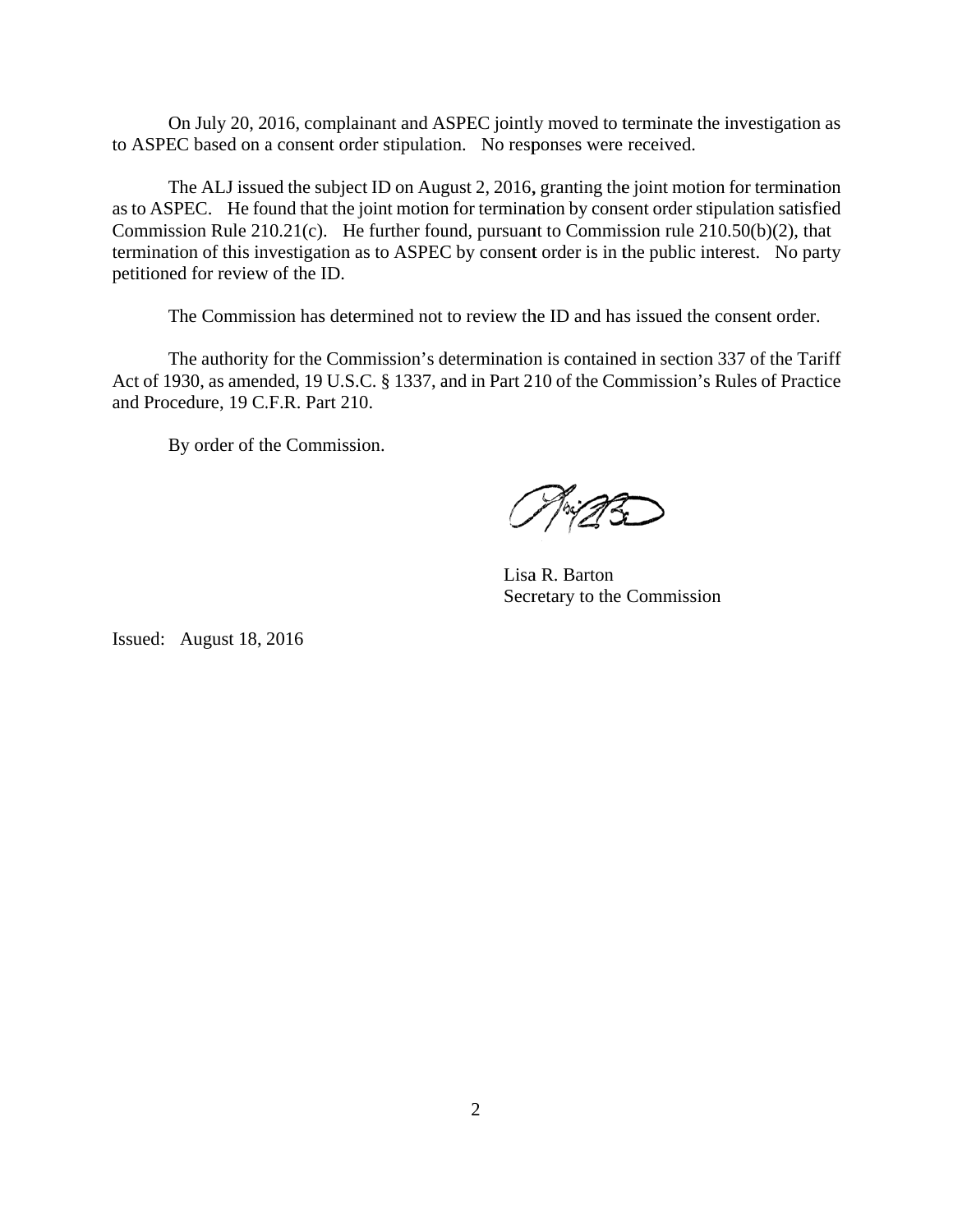On July 20, 2016, complainant and ASPEC jointly moved to terminate the investigation as to ASPEC based on a consent order stipulation. No responses were received.

The ALJ issued the subject ID on August 2, 2016, granting the joint motion for termination as to ASPEC. He found that the joint motion for termination by consent order stipulation satisfied Commission Rule 210.21(c). He further found, pursuant to Commission rule 210.50(b)(2), that termination of this investigation as to ASPEC by consent order is in the public interest. No party petitioned for review of the ID.

The Commission has determined not to review the ID and has issued the consent order.

The authority for the Commission's determination is contained in section 337 of the Tariff Act of 1930, as amended, 19 U.S.C. § 1337, and in Part 210 of the Commission's Rules of Practice and Procedure, 19 C.F.R. Part 210.

By order of the Commission.

Lisa R. Barton
Secretary to the Commission

Issued: August 18, 2016